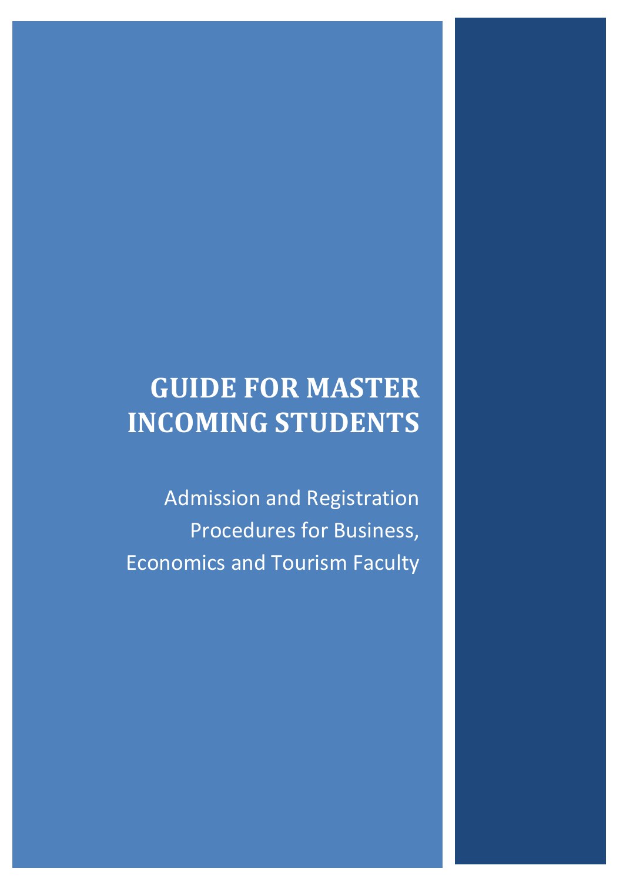# GUIDE FOR MASTER INCOMING STUDENTS

Admission and Registration Procedures for Business, Economics and Tourism Faculty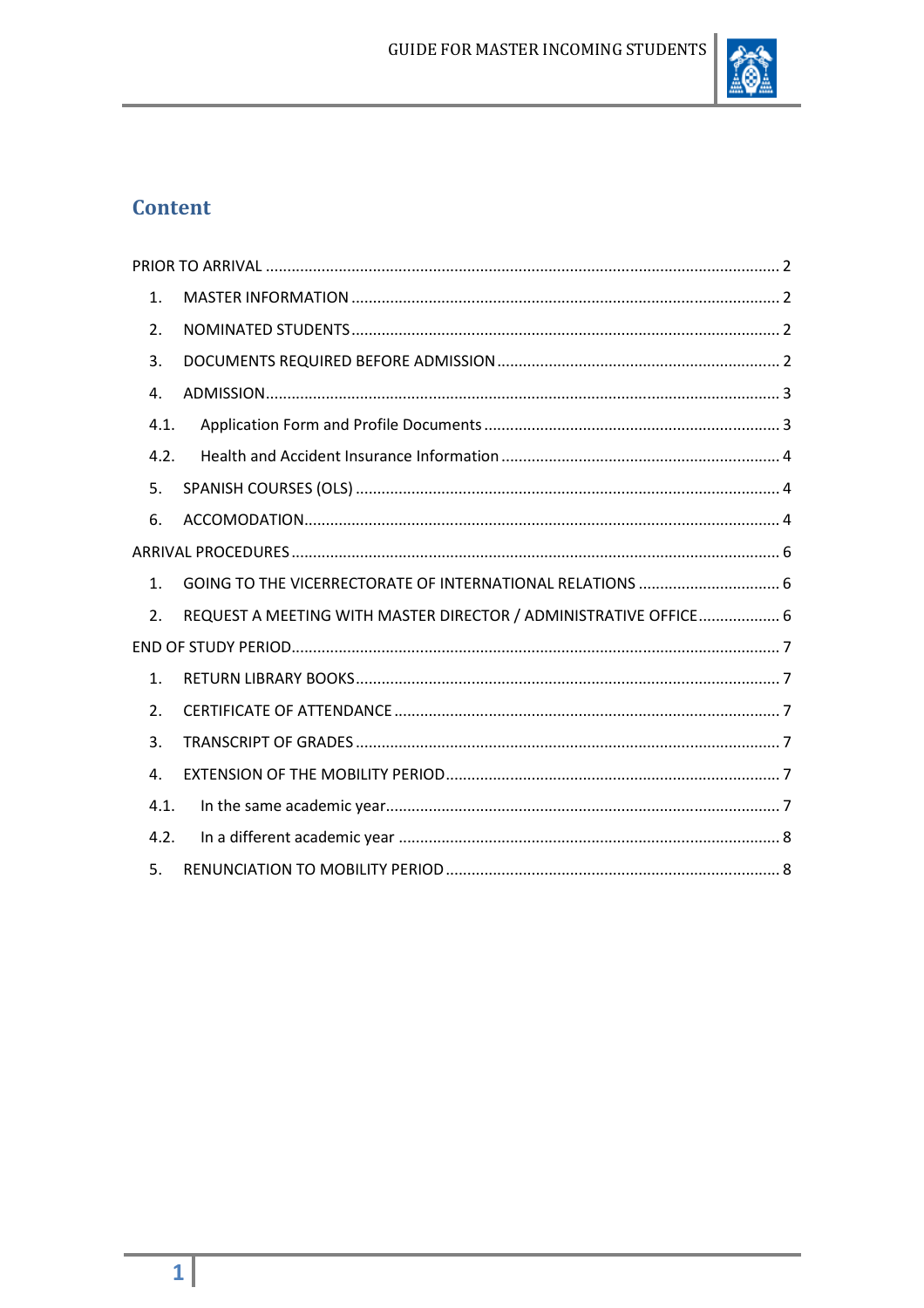## Content

PRIOR TO ARRIVAL ........................................................................................................ 2

1. MASTER INFORMATION ........................................................................................ 2
2. NOMINATED STUDENTS ........................................................................................ 2
3. DOCUMENTS REQUIRED BEFORE ADMISSION ........................................................ 2
4. ADMISSION ......................................................................................................... 3
   - 4.1. Application Form and Profile Documents ........................................................ 3
   - 4.2. Health and Accident Insurance Information .................................................... 4
5. SPANISH COURSES (OLS) ...................................................................................... 4
6. ACCOMODATION ................................................................................................... 4

ARRIVAL PROCEDURES ................................................................................................. 6

1. GOING TO THE VICERRECTORATE OF INTERNATIONAL RELATIONS ................................ 6
2. REQUEST A MEETING WITH MASTER DIRECTOR / ADMINISTRATIVE OFFICE ................... 6

END OF STUDY PERIOD ................................................................................................. 7

1. RETURN LIBRARY BOOKS ........................................................................................ 7
2. CERTIFICATE OF ATTENDANCE ................................................................................ 7
3. TRANSCRIPT OF GRADES ........................................................................................ 7
4. EXTENSION OF THE MOBILITY PERIOD ..................................................................... 7
   - 4.1. In the same academic year ............................................................................ 7
   - 4.2. In a different academic year ......................................................................... 8
5. RENUNCIATION TO MOBILITY PERIOD ..................................................................... 8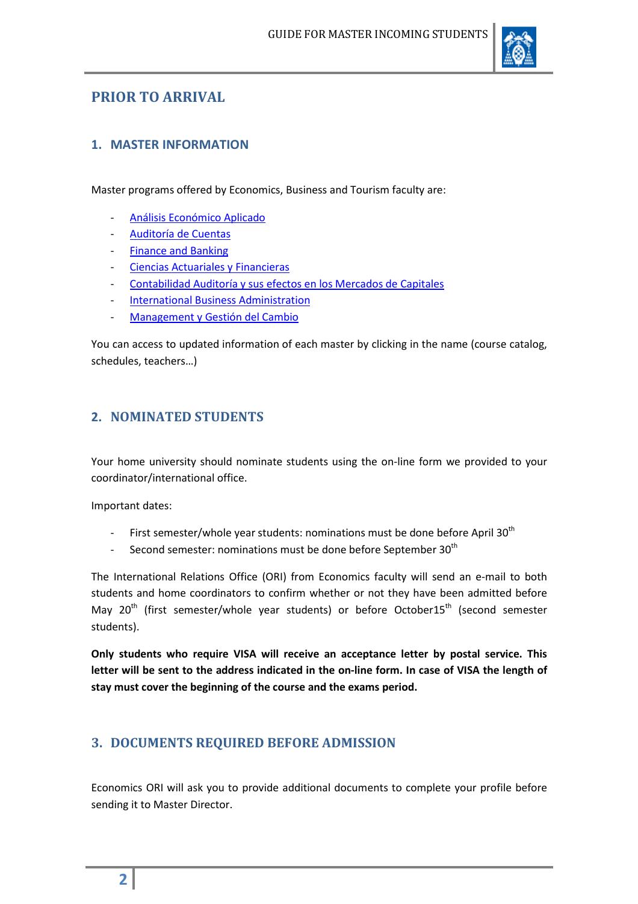# PRIOR TO ARRIVAL

## 1. MASTER INFORMATION

Master programs offered by Economics, Business and Tourism faculty are:

- Análisis Económico Aplicado
- Auditoría de Cuentas
- Finance and Banking
- Ciencias Actuariales y Financieras
- Contabilidad Auditoría y sus efectos en los Mercados de Capitales
- International Business Administration
- Management y Gestión del Cambio

You can access to updated information of each master by clicking in the name (course catalog, schedules, teachers…)

## 2. NOMINATED STUDENTS

Your home university should nominate students using the on-line form we provided to your coordinator/international office.

Important dates:

- First semester/whole year students: nominations must be done before April 30th
- Second semester: nominations must be done before September 30th

The International Relations Office (ORI) from Economics faculty will send an e-mail to both students and home coordinators to confirm whether or not they have been admitted before May 20th (first semester/whole year students) or before October15th (second semester students).

**Only students who require VISA will receive an acceptance letter by postal service. This letter will be sent to the address indicated in the on-line form. In case of VISA the length of stay must cover the beginning of the course and the exams period.**

## 3. DOCUMENTS REQUIRED BEFORE ADMISSION

Economics ORI will ask you to provide additional documents to complete your profile before sending it to Master Director.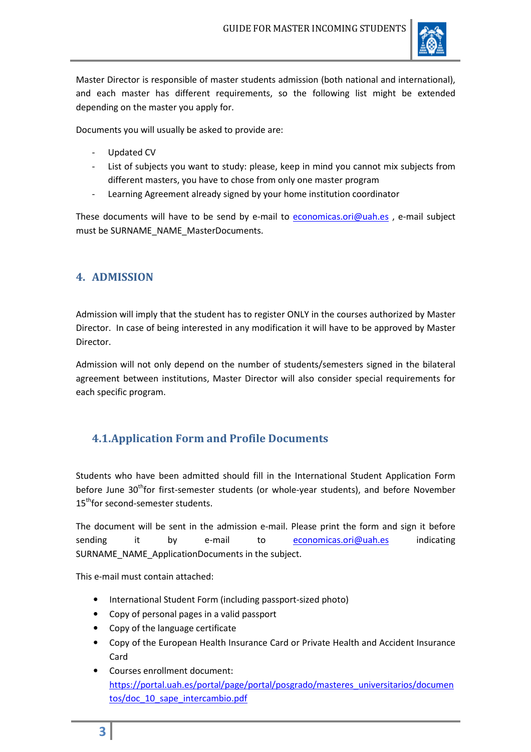Master Director is responsible of master students admission (both national and international), and each master has different requirements, so the following list might be extended depending on the master you apply for.

Documents you will usually be asked to provide are:

- Updated CV
- List of subjects you want to study: please, keep in mind you cannot mix subjects from different masters, you have to chose from only one master program
- Learning Agreement already signed by your home institution coordinator

These documents will have to be send by e-mail to economicas.ori@uah.es , e-mail subject must be SURNAME_NAME_MasterDocuments.

## 4. ADMISSION

Admission will imply that the student has to register ONLY in the courses authorized by Master Director. In case of being interested in any modification it will have to be approved by Master Director.

Admission will not only depend on the number of students/semesters signed in the bilateral agreement between institutions, Master Director will also consider special requirements for each specific program.

### 4.1. Application Form and Profile Documents

Students who have been admitted should fill in the International Student Application Form before June 30th for first-semester students (or whole-year students), and before November 15th for second-semester students.

The document will be sent in the admission e-mail. Please print the form and sign it before sending it by e-mail to economicas.ori@uah.es indicating SURNAME_NAME_ApplicationDocuments in the subject.

This e-mail must contain attached:

- International Student Form (including passport-sized photo)
- Copy of personal pages in a valid passport
- Copy of the language certificate
- Copy of the European Health Insurance Card or Private Health and Accident Insurance Card
- Courses enrollment document: https://portal.uah.es/portal/page/portal/posgrado/masteres_universitarios/documentos/doc_10_sape_intercambio.pdf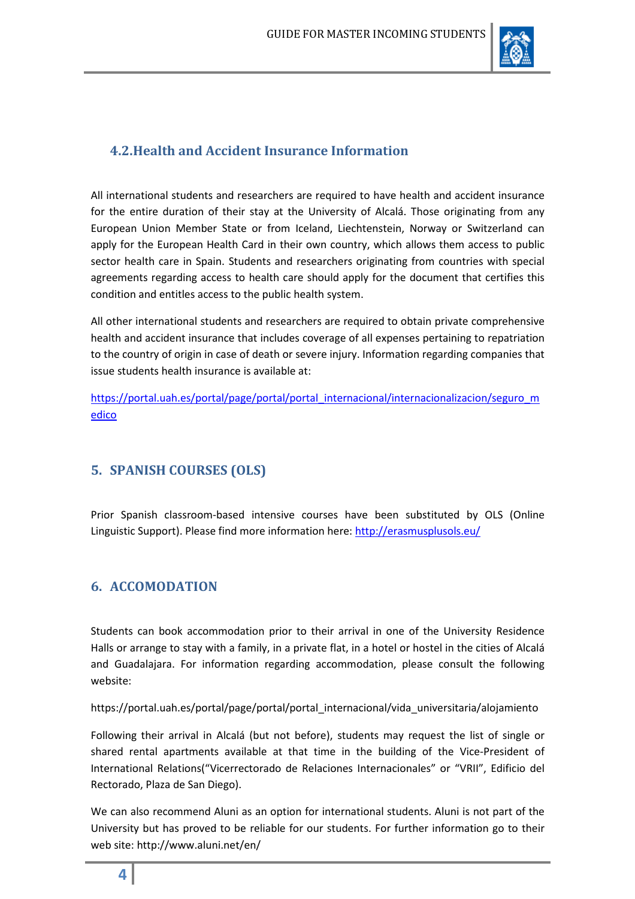### 4.2.Health and Accident Insurance Information

All international students and researchers are required to have health and accident insurance for the entire duration of their stay at the University of Alcalá. Those originating from any European Union Member State or from Iceland, Liechtenstein, Norway or Switzerland can apply for the European Health Card in their own country, which allows them access to public sector health care in Spain. Students and researchers originating from countries with special agreements regarding access to health care should apply for the document that certifies this condition and entitles access to the public health system.

All other international students and researchers are required to obtain private comprehensive health and accident insurance that includes coverage of all expenses pertaining to repatriation to the country of origin in case of death or severe injury. Information regarding companies that issue students health insurance is available at:

https://portal.uah.es/portal/page/portal/portal_internacional/internacionalizacion/seguro_medico

## 5. SPANISH COURSES (OLS)

Prior Spanish classroom-based intensive courses have been substituted by OLS (Online Linguistic Support). Please find more information here: http://erasmusplusols.eu/

## 6. ACCOMODATION

Students can book accommodation prior to their arrival in one of the University Residence Halls or arrange to stay with a family, in a private flat, in a hotel or hostel in the cities of Alcalá and Guadalajara. For information regarding accommodation, please consult the following website:

https://portal.uah.es/portal/page/portal/portal_internacional/vida_universitaria/alojamiento

Following their arrival in Alcalá (but not before), students may request the list of single or shared rental apartments available at that time in the building of the Vice-President of International Relations(“Vicerrectorado de Relaciones Internacionales” or “VRII”, Edificio del Rectorado, Plaza de San Diego).

We can also recommend Aluni as an option for international students. Aluni is not part of the University but has proved to be reliable for our students. For further information go to their web site: http://www.aluni.net/en/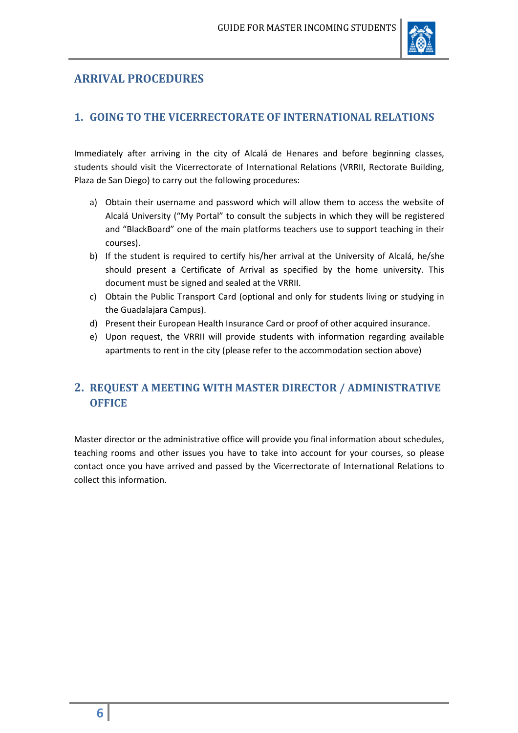# ARRIVAL PROCEDURES

## 1. GOING TO THE VICERRECTORATE OF INTERNATIONAL RELATIONS

Immediately after arriving in the city of Alcalá de Henares and before beginning classes, students should visit the Vicerrectorate of International Relations (VRRII, Rectorate Building, Plaza de San Diego) to carry out the following procedures:

a) Obtain their username and password which will allow them to access the website of Alcalá University ("My Portal" to consult the subjects in which they will be registered and "BlackBoard" one of the main platforms teachers use to support teaching in their courses).
b) If the student is required to certify his/her arrival at the University of Alcalá, he/she should present a Certificate of Arrival as specified by the home university. This document must be signed and sealed at the VRRII.
c) Obtain the Public Transport Card (optional and only for students living or studying in the Guadalajara Campus).
d) Present their European Health Insurance Card or proof of other acquired insurance.
e) Upon request, the VRRII will provide students with information regarding available apartments to rent in the city (please refer to the accommodation section above)

## 2. REQUEST A MEETING WITH MASTER DIRECTOR / ADMINISTRATIVE OFFICE

Master director or the administrative office will provide you final information about schedules, teaching rooms and other issues you have to take into account for your courses, so please contact once you have arrived and passed by the Vicerrectorate of International Relations to collect this information.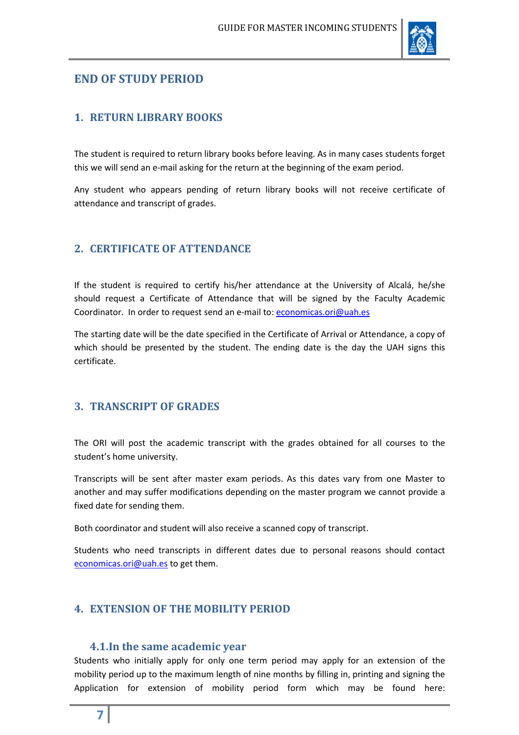# END OF STUDY PERIOD

## 1. RETURN LIBRARY BOOKS

The student is required to return library books before leaving. As in many cases students forget this we will send an e-mail asking for the return at the beginning of the exam period.

Any student who appears pending of return library books will not receive certificate of attendance and transcript of grades.

## 2. CERTIFICATE OF ATTENDANCE

If the student is required to certify his/her attendance at the University of Alcalá, he/she should request a Certificate of Attendance that will be signed by the Faculty Academic Coordinator. In order to request send an e-mail to: economicas.ori@uah.es

The starting date will be the date specified in the Certificate of Arrival or Attendance, a copy of which should be presented by the student. The ending date is the day the UAH signs this certificate.

## 3. TRANSCRIPT OF GRADES

The ORI will post the academic transcript with the grades obtained for all courses to the student's home university.

Transcripts will be sent after master exam periods. As this dates vary from one Master to another and may suffer modifications depending on the master program we cannot provide a fixed date for sending them.

Both coordinator and student will also receive a scanned copy of transcript.

Students who need transcripts in different dates due to personal reasons should contact economicas.ori@uah.es to get them.

## 4. EXTENSION OF THE MOBILITY PERIOD

### 4.1. In the same academic year

Students who initially apply for only one term period may apply for an extension of the mobility period up to the maximum length of nine months by filling in, printing and signing the Application for extension of mobility period form which may be found here: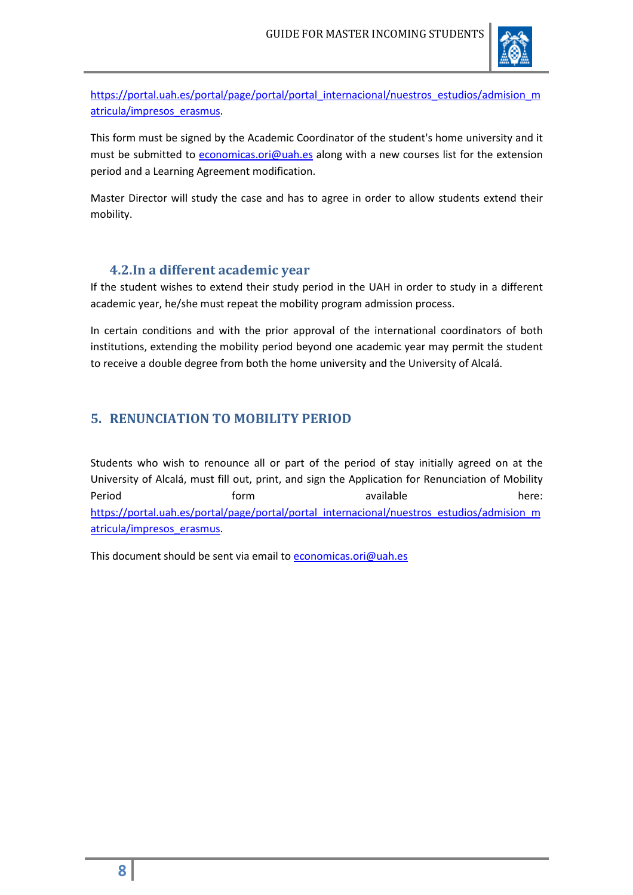https://portal.uah.es/portal/page/portal/portal_internacional/nuestros_estudios/admision_matricula/impresos_erasmus.

This form must be signed by the Academic Coordinator of the student's home university and it must be submitted to economicas.ori@uah.es along with a new courses list for the extension period and a Learning Agreement modification.

Master Director will study the case and has to agree in order to allow students extend their mobility.

### 4.2. In a different academic year

If the student wishes to extend their study period in the UAH in order to study in a different academic year, he/she must repeat the mobility program admission process.

In certain conditions and with the prior approval of the international coordinators of both institutions, extending the mobility period beyond one academic year may permit the student to receive a double degree from both the home university and the University of Alcalá.

## 5. RENUNCIATION TO MOBILITY PERIOD

Students who wish to renounce all or part of the period of stay initially agreed on at the University of Alcalá, must fill out, print, and sign the Application for Renunciation of Mobility Period form available here: https://portal.uah.es/portal/page/portal/portal_internacional/nuestros_estudios/admision_matricula/impresos_erasmus.

This document should be sent via email to economicas.ori@uah.es